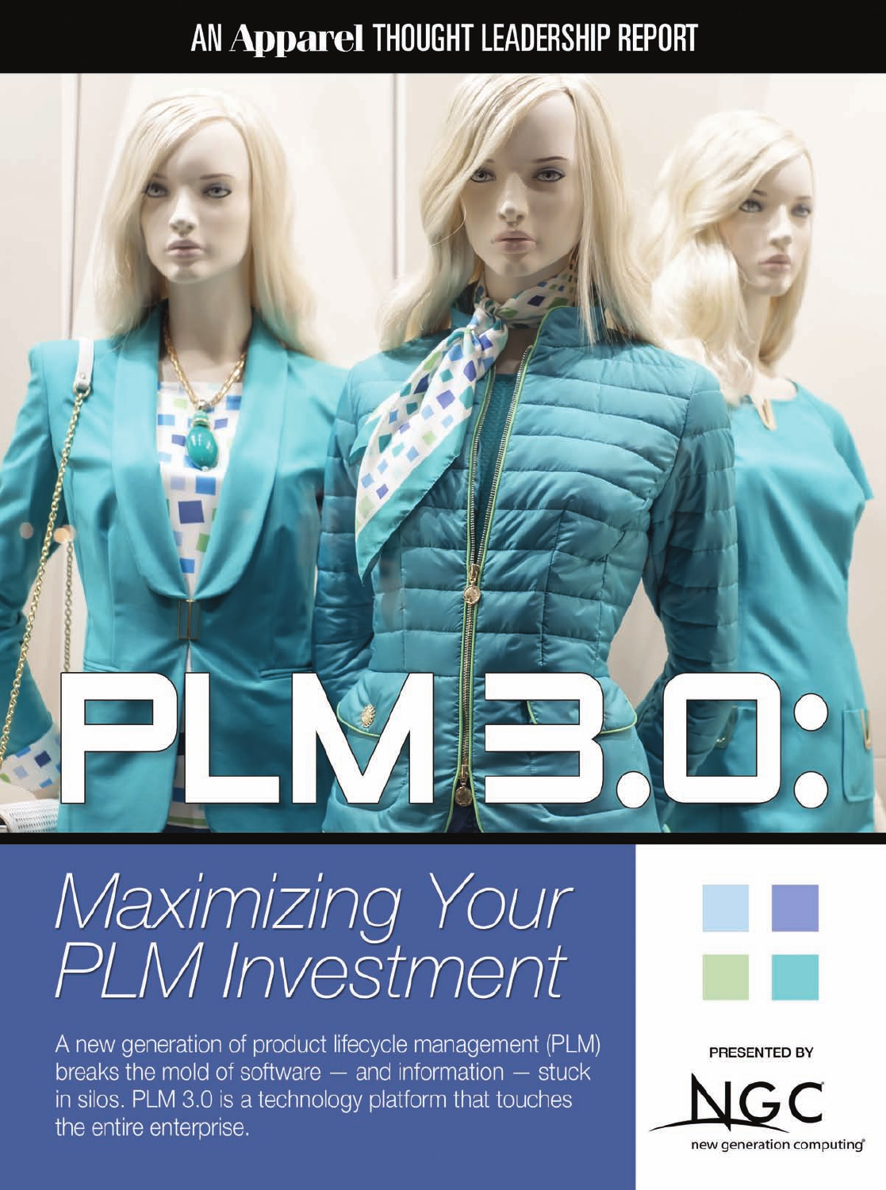AN **Apparel** THOUGHT LEADERSHIP REPORT

# PLM 3.0:

## *Maximizing Your PLM Investment*

A new generation of product lifecycle management (PLM) breaks the mold of software — and information — stuck in silos. PLM 3.0 is a technology platform that touches the entire enterprise.

PRESENTED BY

NGC

new generation computing®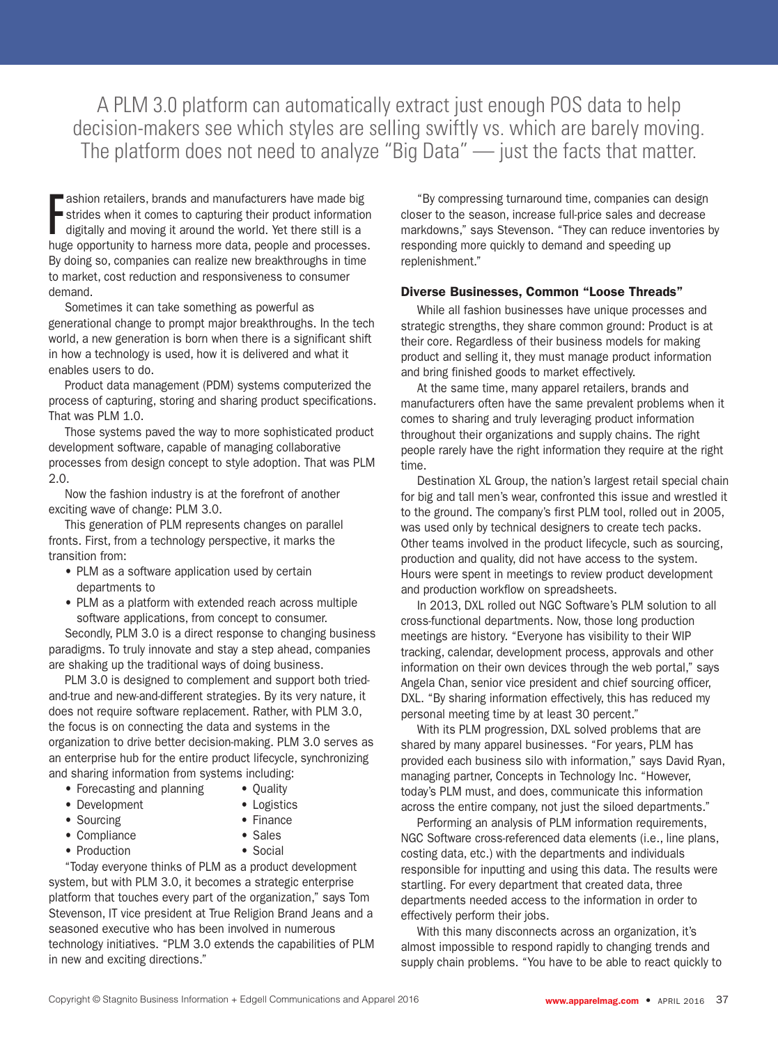A PLM 3.0 platform can automatically extract just enough POS data to help decision-makers see which styles are selling swiftly vs. which are barely moving. The platform does not need to analyze "Big Data" — just the facts that matter.

Fashion retailers, brands and manufacturers have made big strides when it comes to capturing their product information digitally and moving it around the world. Yet there still is a huge opportunity to harness more data, people and processes. By doing so, companies can realize new breakthroughs in time to market, cost reduction and responsiveness to consumer demand.

Sometimes it can take something as powerful as generational change to prompt major breakthroughs. In the tech world, a new generation is born when there is a significant shift in how a technology is used, how it is delivered and what it enables users to do.

Product data management (PDM) systems computerized the process of capturing, storing and sharing product specifications. That was PLM 1.0.

Those systems paved the way to more sophisticated product development software, capable of managing collaborative processes from design concept to style adoption. That was PLM 2.0.

Now the fashion industry is at the forefront of another exciting wave of change: PLM 3.0.

This generation of PLM represents changes on parallel fronts. First, from a technology perspective, it marks the transition from:

- PLM as a software application used by certain departments to
- PLM as a platform with extended reach across multiple software applications, from concept to consumer.

Secondly, PLM 3.0 is a direct response to changing business paradigms. To truly innovate and stay a step ahead, companies are shaking up the traditional ways of doing business.

PLM 3.0 is designed to complement and support both tried-and-true and new-and-different strategies. By its very nature, it does not require software replacement. Rather, with PLM 3.0, the focus is on connecting the data and systems in the organization to drive better decision-making. PLM 3.0 serves as an enterprise hub for the entire product lifecycle, synchronizing and sharing information from systems including:

- Forecasting and planning
- Development
- Sourcing
- Compliance
- Production
- Quality
- Logistics
- Finance
- Sales
- Social

"Today everyone thinks of PLM as a product development system, but with PLM 3.0, it becomes a strategic enterprise platform that touches every part of the organization," says Tom Stevenson, IT vice president at True Religion Brand Jeans and a seasoned executive who has been involved in numerous technology initiatives. "PLM 3.0 extends the capabilities of PLM in new and exciting directions."

"By compressing turnaround time, companies can design closer to the season, increase full-price sales and decrease markdowns," says Stevenson. "They can reduce inventories by responding more quickly to demand and speeding up replenishment."

### Diverse Businesses, Common "Loose Threads"

While all fashion businesses have unique processes and strategic strengths, they share common ground: Product is at their core. Regardless of their business models for making product and selling it, they must manage product information and bring finished goods to market effectively.

At the same time, many apparel retailers, brands and manufacturers often have the same prevalent problems when it comes to sharing and truly leveraging product information throughout their organizations and supply chains. The right people rarely have the right information they require at the right time.

Destination XL Group, the nation's largest retail special chain for big and tall men's wear, confronted this issue and wrestled it to the ground. The company's first PLM tool, rolled out in 2005, was used only by technical designers to create tech packs. Other teams involved in the product lifecycle, such as sourcing, production and quality, did not have access to the system. Hours were spent in meetings to review product development and production workflow on spreadsheets.

In 2013, DXL rolled out NGC Software's PLM solution to all cross-functional departments. Now, those long production meetings are history. "Everyone has visibility to their WIP tracking, calendar, development process, approvals and other information on their own devices through the web portal," says Angela Chan, senior vice president and chief sourcing officer, DXL. "By sharing information effectively, this has reduced my personal meeting time by at least 30 percent."

With its PLM progression, DXL solved problems that are shared by many apparel businesses. "For years, PLM has provided each business silo with information," says David Ryan, managing partner, Concepts in Technology Inc. "However, today's PLM must, and does, communicate this information across the entire company, not just the siloed departments."

Performing an analysis of PLM information requirements, NGC Software cross-referenced data elements (i.e., line plans, costing data, etc.) with the departments and individuals responsible for inputting and using this data. The results were startling. For every department that created data, three departments needed access to the information in order to effectively perform their jobs.

With this many disconnects across an organization, it's almost impossible to respond rapidly to changing trends and supply chain problems. "You have to be able to react quickly to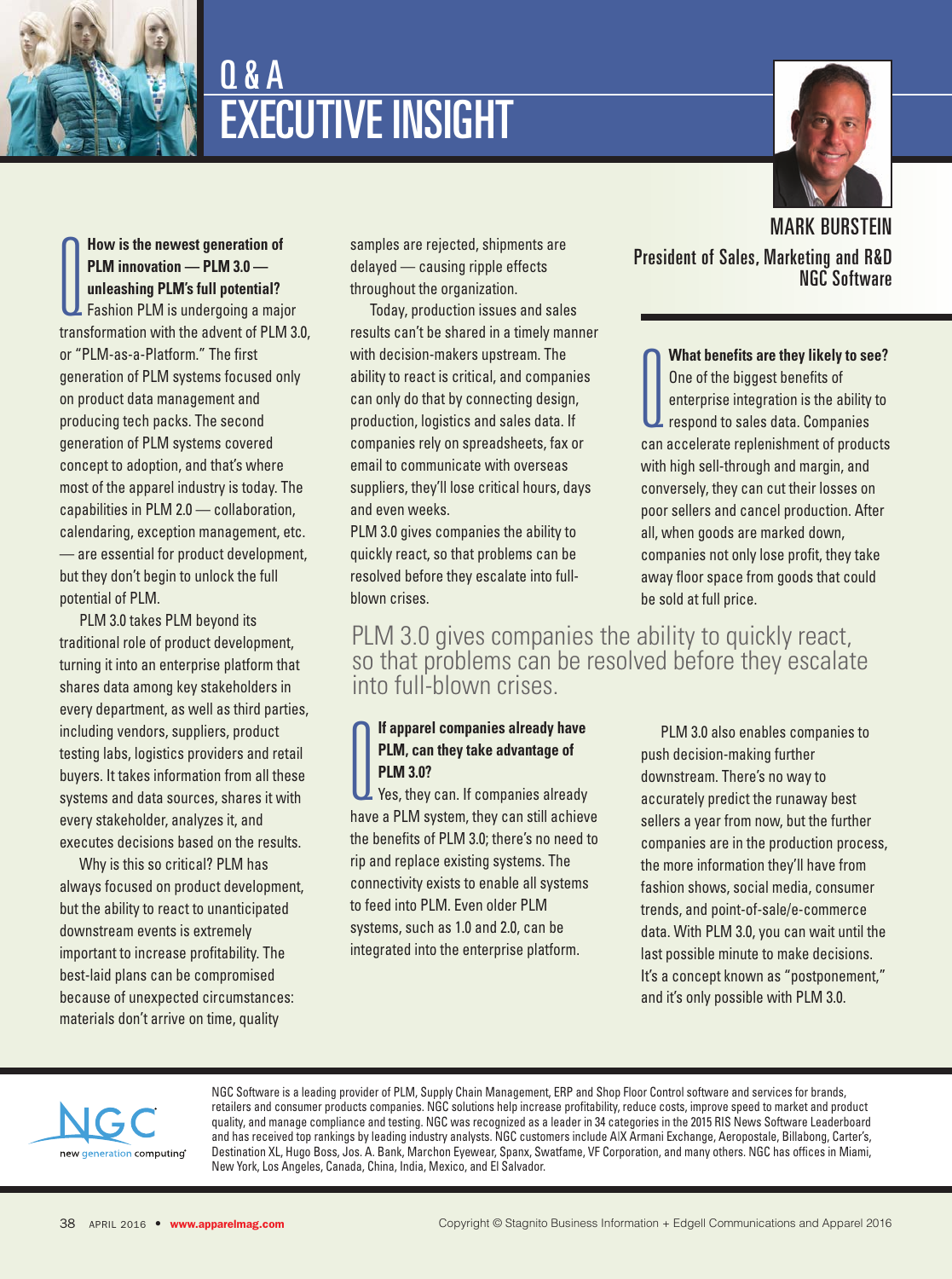# Q & A EXECUTIVE INSIGHT

**MARK BURSTEIN**
President of Sales, Marketing and R&D
NGC Software

**Q How is the newest generation of PLM innovation — PLM 3.0 — unleashing PLM's full potential?**

Fashion PLM is undergoing a major transformation with the advent of PLM 3.0, or "PLM-as-a-Platform." The first generation of PLM systems focused only on product data management and producing tech packs. The second generation of PLM systems covered concept to adoption, and that's where most of the apparel industry is today. The capabilities in PLM 2.0 — collaboration, calendaring, exception management, etc. — are essential for product development, but they don't begin to unlock the full potential of PLM.

PLM 3.0 takes PLM beyond its traditional role of product development, turning it into an enterprise platform that shares data among key stakeholders in every department, as well as third parties, including vendors, suppliers, product testing labs, logistics providers and retail buyers. It takes information from all these systems and data sources, shares it with every stakeholder, analyzes it, and executes decisions based on the results.

Why is this so critical? PLM has always focused on product development, but the ability to react to unanticipated downstream events is extremely important to increase profitability. The best-laid plans can be compromised because of unexpected circumstances: materials don't arrive on time, quality samples are rejected, shipments are delayed — causing ripple effects throughout the organization.

Today, production issues and sales results can't be shared in a timely manner with decision-makers upstream. The ability to react is critical, and companies can only do that by connecting design, production, logistics and sales data. If companies rely on spreadsheets, fax or email to communicate with overseas suppliers, they'll lose critical hours, days and even weeks.

PLM 3.0 gives companies the ability to quickly react, so that problems can be resolved before they escalate into full-blown crises.

**Q What benefits are they likely to see?**

One of the biggest benefits of enterprise integration is the ability to respond to sales data. Companies can accelerate replenishment of products with high sell-through and margin, and conversely, they can cut their losses on poor sellers and cancel production. After all, when goods are marked down, companies not only lose profit, they take away floor space from goods that could be sold at full price.

> PLM 3.0 gives companies the ability to quickly react, so that problems can be resolved before they escalate into full-blown crises.

**Q If apparel companies already have PLM, can they take advantage of PLM 3.0?**

Yes, they can. If companies already have a PLM system, they can still achieve the benefits of PLM 3.0; there's no need to rip and replace existing systems. The connectivity exists to enable all systems to feed into PLM. Even older PLM systems, such as 1.0 and 2.0, can be integrated into the enterprise platform.

PLM 3.0 also enables companies to push decision-making further downstream. There's no way to accurately predict the runaway best sellers a year from now, but the further companies are in the production process, the more information they'll have from fashion shows, social media, consumer trends, and point-of-sale/e-commerce data. With PLM 3.0, you can wait until the last possible minute to make decisions. It's a concept known as "postponement," and it's only possible with PLM 3.0.

NGC new generation computing

NGC Software is a leading provider of PLM, Supply Chain Management, ERP and Shop Floor Control software and services for brands, retailers and consumer products companies. NGC solutions help increase profitability, reduce costs, improve speed to market and product quality, and manage compliance and testing. NGC was recognized as a leader in 34 categories in the 2015 RIS News Software Leaderboard and has received top rankings by leading industry analysts. NGC customers include AIX Armani Exchange, Aeropostale, Billabong, Carter's, Destination XL, Hugo Boss, Jos. A. Bank, Marchon Eyewear, Spanx, Swatfame, VF Corporation, and many others. NGC has offices in Miami, New York, Los Angeles, Canada, China, India, Mexico, and El Salvador.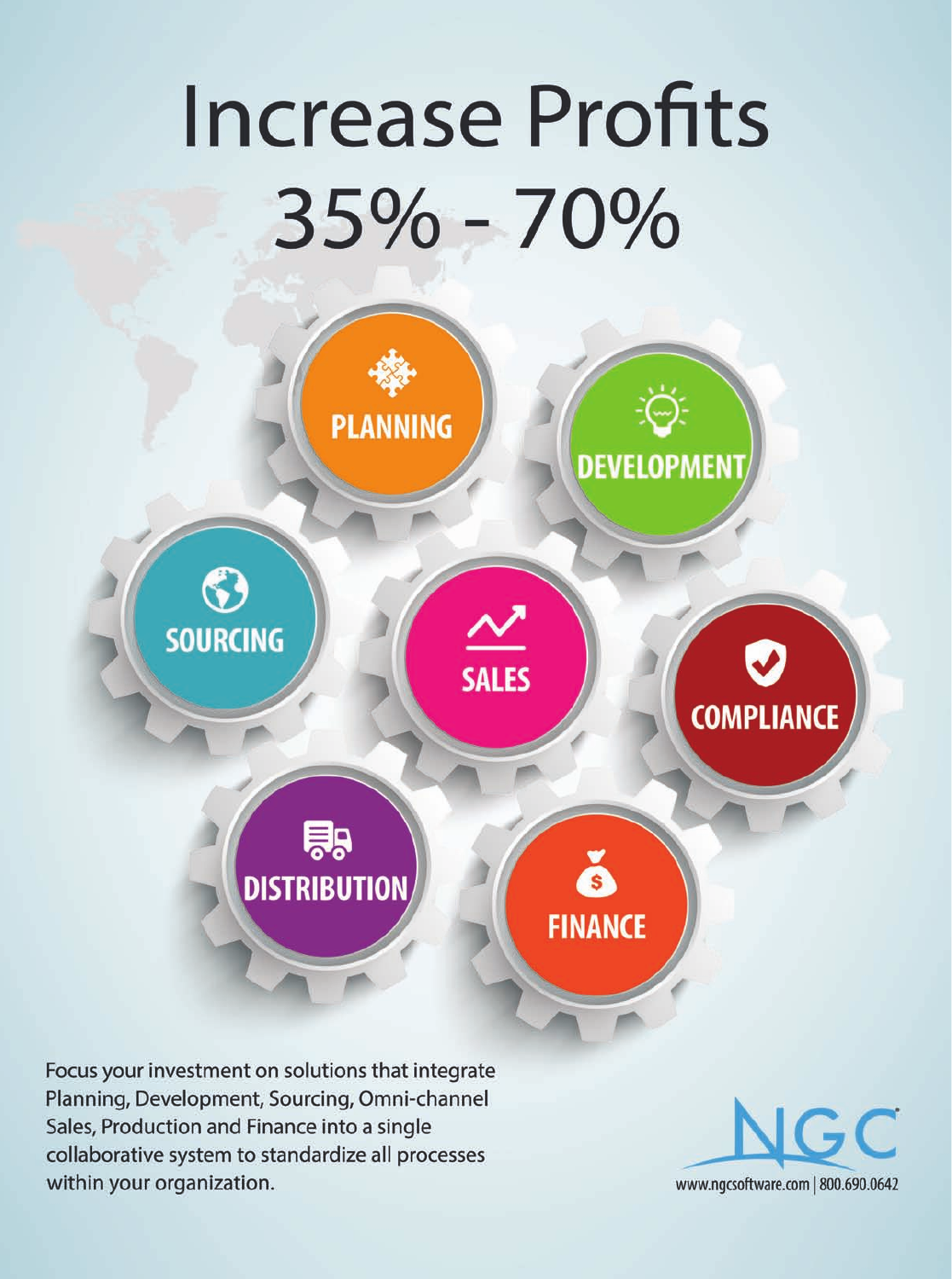# Increase Profits 35% - 70%

PLANNING

DEVELOPMENT

SOURCING

SALES

COMPLIANCE

DISTRIBUTION

FINANCE

Focus your investment on solutions that integrate Planning, Development, Sourcing, Omni-channel Sales, Production and Finance into a single collaborative system to standardize all processes within your organization.

NGC

www.ngcsoftware.com | 800.690.0642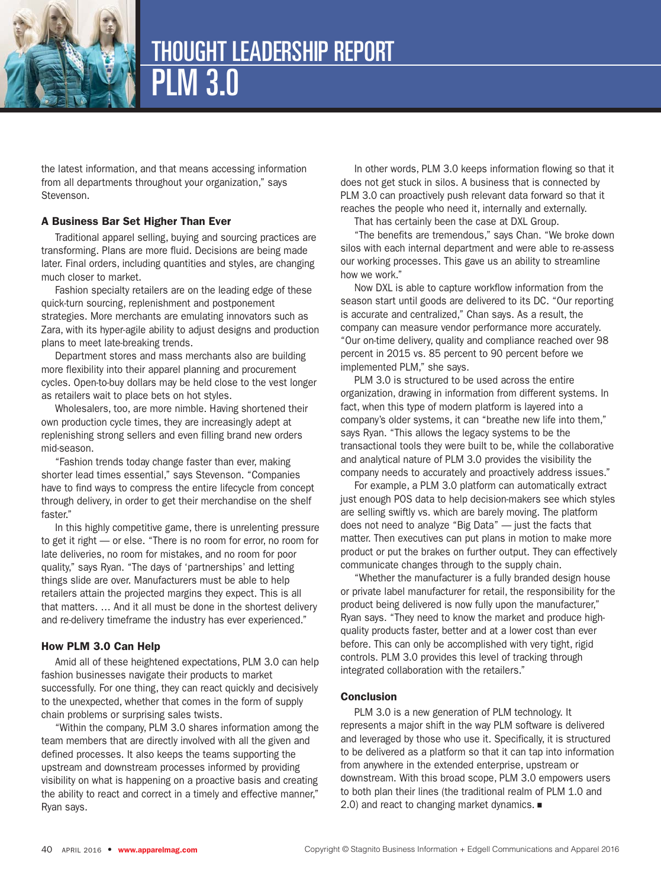the latest information, and that means accessing information from all departments throughout your organization," says Stevenson.

### A Business Bar Set Higher Than Ever

Traditional apparel selling, buying and sourcing practices are transforming. Plans are more fluid. Decisions are being made later. Final orders, including quantities and styles, are changing much closer to market.

Fashion specialty retailers are on the leading edge of these quick-turn sourcing, replenishment and postponement strategies. More merchants are emulating innovators such as Zara, with its hyper-agile ability to adjust designs and production plans to meet late-breaking trends.

Department stores and mass merchants also are building more flexibility into their apparel planning and procurement cycles. Open-to-buy dollars may be held close to the vest longer as retailers wait to place bets on hot styles.

Wholesalers, too, are more nimble. Having shortened their own production cycle times, they are increasingly adept at replenishing strong sellers and even filling brand new orders mid-season.

"Fashion trends today change faster than ever, making shorter lead times essential," says Stevenson. "Companies have to find ways to compress the entire lifecycle from concept through delivery, in order to get their merchandise on the shelf faster."

In this highly competitive game, there is unrelenting pressure to get it right — or else. "There is no room for error, no room for late deliveries, no room for mistakes, and no room for poor quality," says Ryan. "The days of 'partnerships' and letting things slide are over. Manufacturers must be able to help retailers attain the projected margins they expect. This is all that matters. … And it all must be done in the shortest delivery and re-delivery timeframe the industry has ever experienced."

### How PLM 3.0 Can Help

Amid all of these heightened expectations, PLM 3.0 can help fashion businesses navigate their products to market successfully. For one thing, they can react quickly and decisively to the unexpected, whether that comes in the form of supply chain problems or surprising sales twists.

"Within the company, PLM 3.0 shares information among the team members that are directly involved with all the given and defined processes. It also keeps the teams supporting the upstream and downstream processes informed by providing visibility on what is happening on a proactive basis and creating the ability to react and correct in a timely and effective manner," Ryan says.

In other words, PLM 3.0 keeps information flowing so that it does not get stuck in silos. A business that is connected by PLM 3.0 can proactively push relevant data forward so that it reaches the people who need it, internally and externally.

That has certainly been the case at DXL Group.

"The benefits are tremendous," says Chan. "We broke down silos with each internal department and were able to re-assess our working processes. This gave us an ability to streamline how we work."

Now DXL is able to capture workflow information from the season start until goods are delivered to its DC. "Our reporting is accurate and centralized," Chan says. As a result, the company can measure vendor performance more accurately. "Our on-time delivery, quality and compliance reached over 98 percent in 2015 vs. 85 percent to 90 percent before we implemented PLM," she says.

PLM 3.0 is structured to be used across the entire organization, drawing in information from different systems. In fact, when this type of modern platform is layered into a company's older systems, it can "breathe new life into them," says Ryan. "This allows the legacy systems to be the transactional tools they were built to be, while the collaborative and analytical nature of PLM 3.0 provides the visibility the company needs to accurately and proactively address issues."

For example, a PLM 3.0 platform can automatically extract just enough POS data to help decision-makers see which styles are selling swiftly vs. which are barely moving. The platform does not need to analyze "Big Data" — just the facts that matter. Then executives can put plans in motion to make more product or put the brakes on further output. They can effectively communicate changes through to the supply chain.

"Whether the manufacturer is a fully branded design house or private label manufacturer for retail, the responsibility for the product being delivered is now fully upon the manufacturer," Ryan says. "They need to know the market and produce high-quality products faster, better and at a lower cost than ever before. This can only be accomplished with very tight, rigid controls. PLM 3.0 provides this level of tracking through integrated collaboration with the retailers."

### Conclusion

PLM 3.0 is a new generation of PLM technology. It represents a major shift in the way PLM software is delivered and leveraged by those who use it. Specifically, it is structured to be delivered as a platform so that it can tap into information from anywhere in the extended enterprise, upstream or downstream. With this broad scope, PLM 3.0 empowers users to both plan their lines (the traditional realm of PLM 1.0 and 2.0) and react to changing market dynamics. ■